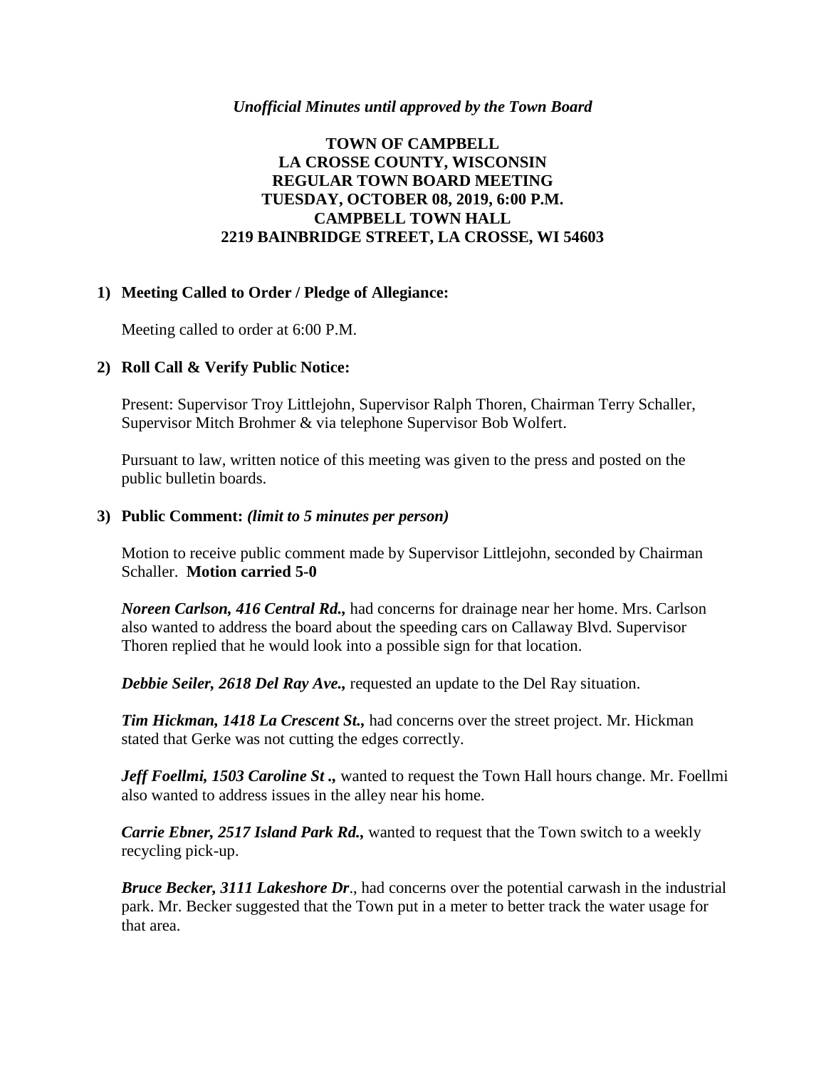*Unofficial Minutes until approved by the Town Board*

**TOWN OF CAMPBELL**
**LA CROSSE COUNTY, WISCONSIN**
**REGULAR TOWN BOARD MEETING**
**TUESDAY, OCTOBER 08, 2019, 6:00 P.M.**
**CAMPBELL TOWN HALL**
**2219 BAINBRIDGE STREET, LA CROSSE, WI 54603**

**1) Meeting Called to Order / Pledge of Allegiance:**

Meeting called to order at 6:00 P.M.

**2) Roll Call & Verify Public Notice:**

Present: Supervisor Troy Littlejohn, Supervisor Ralph Thoren, Chairman Terry Schaller, Supervisor Mitch Brohmer & via telephone Supervisor Bob Wolfert.

Pursuant to law, written notice of this meeting was given to the press and posted on the public bulletin boards.

**3) Public Comment:** ***(limit to 5 minutes per person)***

Motion to receive public comment made by Supervisor Littlejohn, seconded by Chairman Schaller. **Motion carried 5-0**

***Noreen Carlson, 416 Central Rd.,*** had concerns for drainage near her home. Mrs. Carlson also wanted to address the board about the speeding cars on Callaway Blvd. Supervisor Thoren replied that he would look into a possible sign for that location.

***Debbie Seiler, 2618 Del Ray Ave.,*** requested an update to the Del Ray situation.

***Tim Hickman, 1418 La Crescent St.,*** had concerns over the street project. Mr. Hickman stated that Gerke was not cutting the edges correctly.

***Jeff Foellmi, 1503 Caroline St .,*** wanted to request the Town Hall hours change. Mr. Foellmi also wanted to address issues in the alley near his home.

***Carrie Ebner, 2517 Island Park Rd.,*** wanted to request that the Town switch to a weekly recycling pick-up.

***Bruce Becker, 3111 Lakeshore Dr***., had concerns over the potential carwash in the industrial park. Mr. Becker suggested that the Town put in a meter to better track the water usage for that area.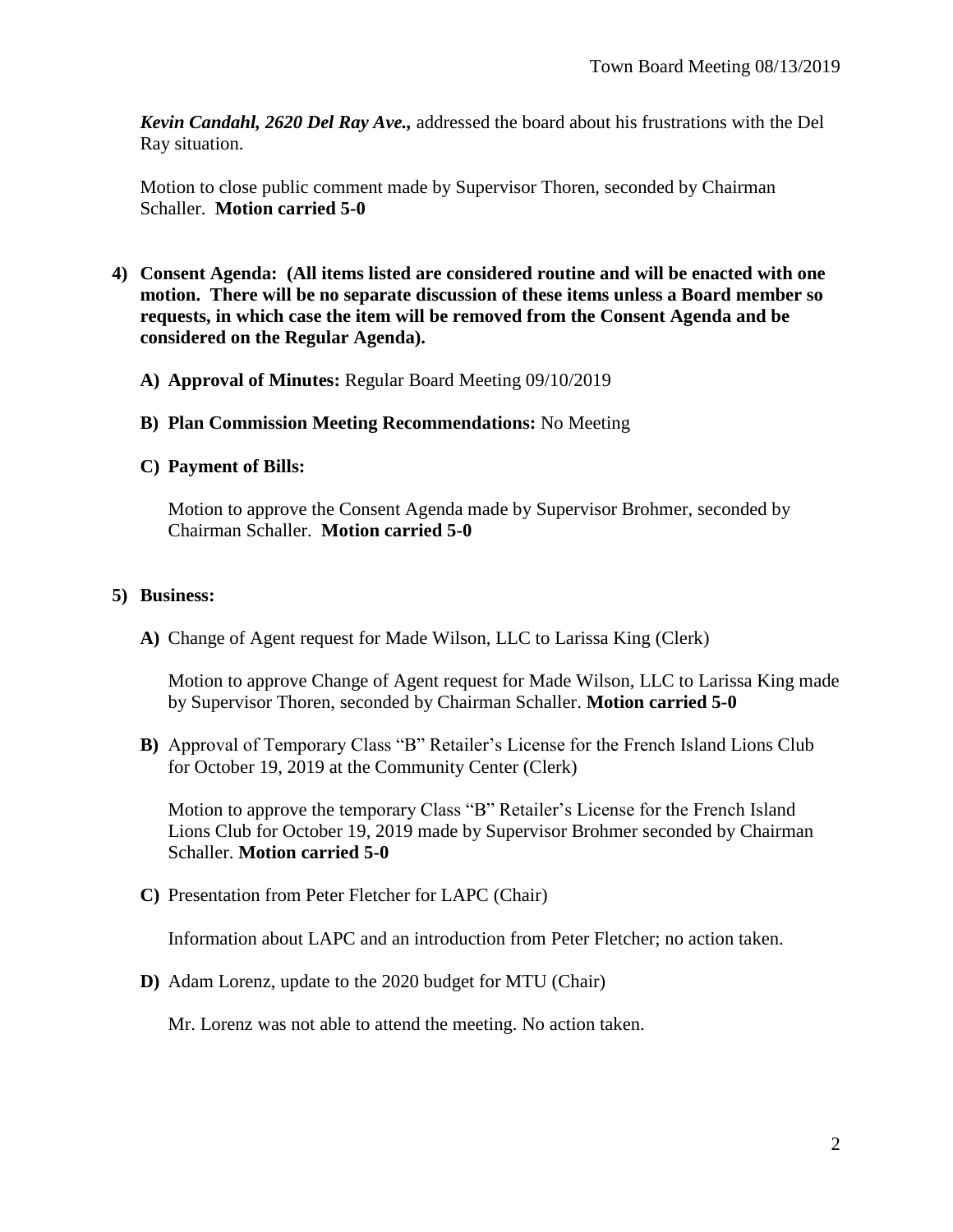***Kevin Candahl, 2620 Del Ray Ave.,*** addressed the board about his frustrations with the Del Ray situation.

Motion to close public comment made by Supervisor Thoren, seconded by Chairman Schaller. **Motion carried 5-0**

**4) Consent Agenda: (All items listed are considered routine and will be enacted with one motion. There will be no separate discussion of these items unless a Board member so requests, in which case the item will be removed from the Consent Agenda and be considered on the Regular Agenda).**

**A) Approval of Minutes:** Regular Board Meeting 09/10/2019

**B) Plan Commission Meeting Recommendations:** No Meeting

**C) Payment of Bills:**

Motion to approve the Consent Agenda made by Supervisor Brohmer, seconded by Chairman Schaller. **Motion carried 5-0**

**5) Business:**

**A)** Change of Agent request for Made Wilson, LLC to Larissa King (Clerk)

Motion to approve Change of Agent request for Made Wilson, LLC to Larissa King made by Supervisor Thoren, seconded by Chairman Schaller. **Motion carried 5-0**

**B)** Approval of Temporary Class "B" Retailer's License for the French Island Lions Club for October 19, 2019 at the Community Center (Clerk)

Motion to approve the temporary Class "B" Retailer's License for the French Island Lions Club for October 19, 2019 made by Supervisor Brohmer seconded by Chairman Schaller. **Motion carried 5-0**

**C)** Presentation from Peter Fletcher for LAPC (Chair)

Information about LAPC and an introduction from Peter Fletcher; no action taken.

**D)** Adam Lorenz, update to the 2020 budget for MTU (Chair)

Mr. Lorenz was not able to attend the meeting. No action taken.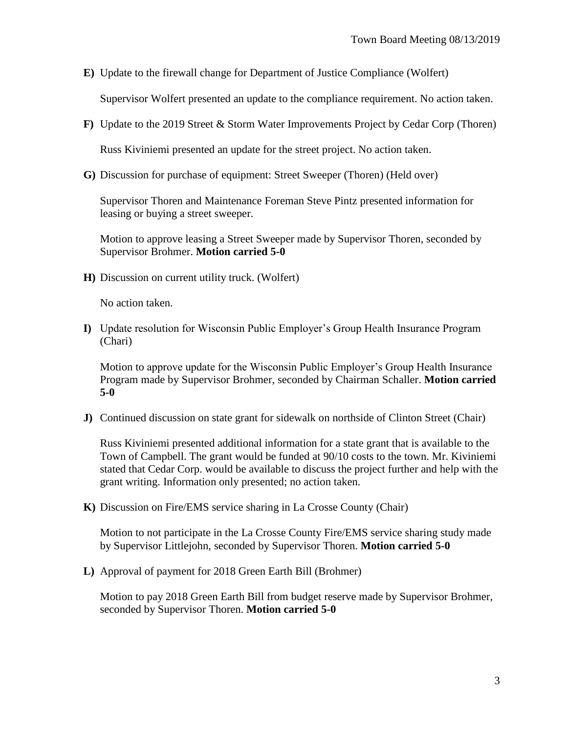**E)** Update to the firewall change for Department of Justice Compliance (Wolfert)

Supervisor Wolfert presented an update to the compliance requirement. No action taken.

**F)** Update to the 2019 Street & Storm Water Improvements Project by Cedar Corp (Thoren)

Russ Kiviniemi presented an update for the street project. No action taken.

**G)** Discussion for purchase of equipment: Street Sweeper (Thoren) (Held over)

Supervisor Thoren and Maintenance Foreman Steve Pintz presented information for leasing or buying a street sweeper.

Motion to approve leasing a Street Sweeper made by Supervisor Thoren, seconded by Supervisor Brohmer. **Motion carried 5-0**

**H)** Discussion on current utility truck. (Wolfert)

No action taken.

**I)** Update resolution for Wisconsin Public Employer's Group Health Insurance Program (Chari)

Motion to approve update for the Wisconsin Public Employer's Group Health Insurance Program made by Supervisor Brohmer, seconded by Chairman Schaller. **Motion carried 5-0**

**J)** Continued discussion on state grant for sidewalk on northside of Clinton Street (Chair)

Russ Kiviniemi presented additional information for a state grant that is available to the Town of Campbell. The grant would be funded at 90/10 costs to the town. Mr. Kiviniemi stated that Cedar Corp. would be available to discuss the project further and help with the grant writing. Information only presented; no action taken.

**K)** Discussion on Fire/EMS service sharing in La Crosse County (Chair)

Motion to not participate in the La Crosse County Fire/EMS service sharing study made by Supervisor Littlejohn, seconded by Supervisor Thoren. **Motion carried 5-0**

**L)** Approval of payment for 2018 Green Earth Bill (Brohmer)

Motion to pay 2018 Green Earth Bill from budget reserve made by Supervisor Brohmer, seconded by Supervisor Thoren. **Motion carried 5-0**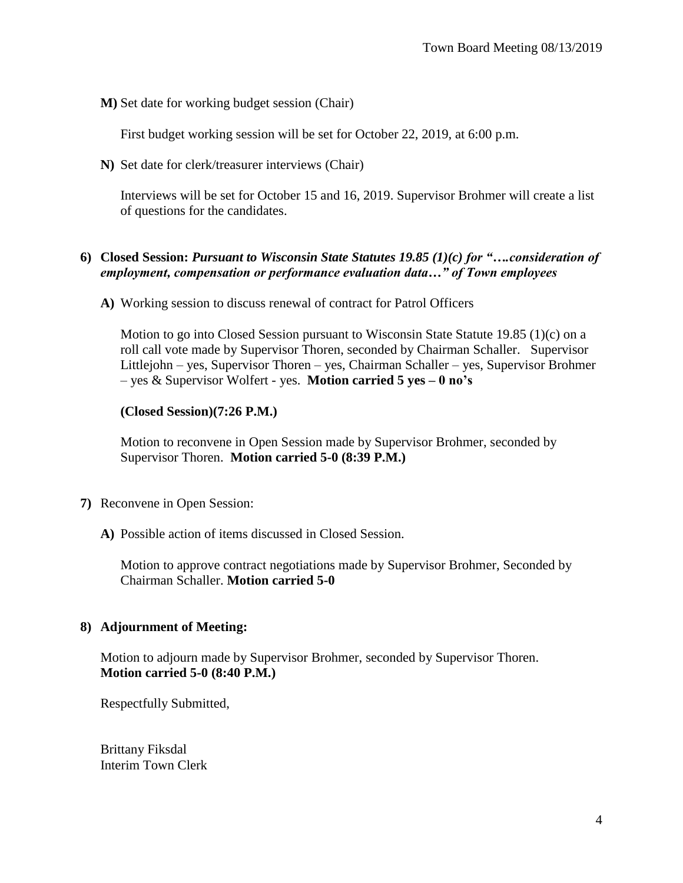**M)** Set date for working budget session (Chair)

First budget working session will be set for October 22, 2019, at 6:00 p.m.

**N)** Set date for clerk/treasurer interviews (Chair)

Interviews will be set for October 15 and 16, 2019. Supervisor Brohmer will create a list of questions for the candidates.

**6) Closed Session:** ***Pursuant to Wisconsin State Statutes 19.85 (1)(c) for "….consideration of employment, compensation or performance evaluation data…" of Town employees***

**A)** Working session to discuss renewal of contract for Patrol Officers

Motion to go into Closed Session pursuant to Wisconsin State Statute 19.85 (1)(c) on a roll call vote made by Supervisor Thoren, seconded by Chairman Schaller. Supervisor Littlejohn – yes, Supervisor Thoren – yes, Chairman Schaller – yes, Supervisor Brohmer – yes & Supervisor Wolfert - yes. **Motion carried 5 yes – 0 no's**

**(Closed Session)(7:26 P.M.)**

Motion to reconvene in Open Session made by Supervisor Brohmer, seconded by Supervisor Thoren. **Motion carried 5-0 (8:39 P.M.)**

**7)** Reconvene in Open Session:

**A)** Possible action of items discussed in Closed Session.

Motion to approve contract negotiations made by Supervisor Brohmer, Seconded by Chairman Schaller. **Motion carried 5-0**

**8) Adjournment of Meeting:**

Motion to adjourn made by Supervisor Brohmer, seconded by Supervisor Thoren.
**Motion carried 5-0 (8:40 P.M.)**

Respectfully Submitted,

Brittany Fiksdal
Interim Town Clerk